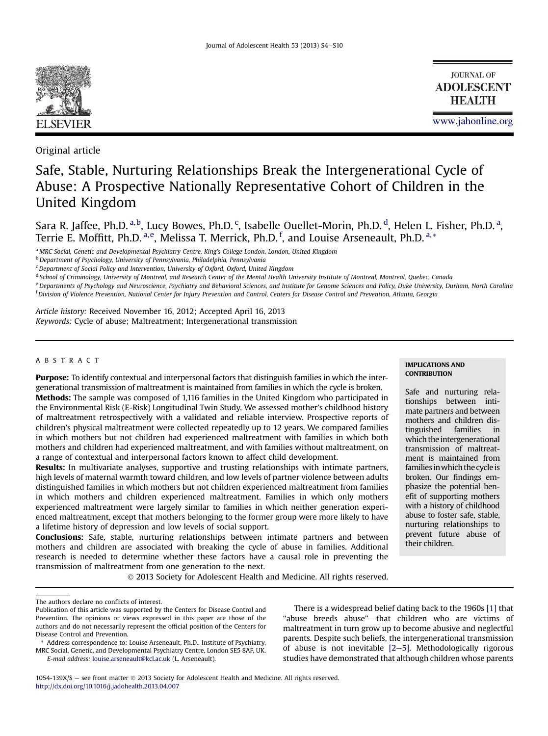Original article

# Safe, Stable, Nurturing Relationships Break the Intergenerational Cycle of Abuse: A Prospective Nationally Representative Cohort of Children in the United Kingdom

Sara R. Jaffee, Ph.D. [a,b], Lucy Bowes, Ph.D. [c], Isabelle Ouellet-Morin, Ph.D. [d], Helen L. Fisher, Ph.D. [a], Terrie E. Moffitt, Ph.D. [a,e], Melissa T. Merrick, Ph.D. [f], and Louise Arseneault, Ph.D. [a,*]

[a] MRC Social, Genetic and Developmental Psychiatry Centre, King's College London, London, United Kingdom
[b] Department of Psychology, University of Pennsylvania, Philadelphia, Pennsylvania
[c] Department of Social Policy and Intervention, University of Oxford, Oxford, United Kingdom
[d] School of Criminology, University of Montreal, and Research Center of the Mental Health University Institute of Montreal, Montreal, Quebec, Canada
[e] Departments of Psychology and Neuroscience, Psychiatry and Behavioral Sciences, and Institute for Genome Sciences and Policy, Duke University, Durham, North Carolina
[f] Division of Violence Prevention, National Center for Injury Prevention and Control, Centers for Disease Control and Prevention, Atlanta, Georgia

*Article history:* Received November 16, 2012; Accepted April 16, 2013
*Keywords:* Cycle of abuse; Maltreatment; Intergenerational transmission

## ABSTRACT

**Purpose:** To identify contextual and interpersonal factors that distinguish families in which the intergenerational transmission of maltreatment is maintained from families in which the cycle is broken.

**Methods:** The sample was composed of 1,116 families in the United Kingdom who participated in the Environmental Risk (E-Risk) Longitudinal Twin Study. We assessed mother's childhood history of maltreatment retrospectively with a validated and reliable interview. Prospective reports of children's physical maltreatment were collected repeatedly up to 12 years. We compared families in which mothers but not children had experienced maltreatment with families in which both mothers and children had experienced maltreatment, and with families without maltreatment, on a range of contextual and interpersonal factors known to affect child development.

**Results:** In multivariate analyses, supportive and trusting relationships with intimate partners, high levels of maternal warmth toward children, and low levels of partner violence between adults distinguished families in which mothers but not children experienced maltreatment from families in which mothers and children experienced maltreatment. Families in which only mothers experienced maltreatment were largely similar to families in which neither generation experienced maltreatment, except that mothers belonging to the former group were more likely to have a lifetime history of depression and low levels of social support.

**Conclusions:** Safe, stable, nurturing relationships between intimate partners and between mothers and children are associated with breaking the cycle of abuse in families. Additional research is needed to determine whether these factors have a causal role in preventing the transmission of maltreatment from one generation to the next.

© 2013 Society for Adolescent Health and Medicine. All rights reserved.

**IMPLICATIONS AND CONTRIBUTION**

Safe and nurturing relationships between intimate partners and between mothers and children distinguished families in which the intergenerational transmission of maltreatment is maintained from families in which the cycle is broken. Our findings emphasize the potential benefit of supporting mothers with a history of childhood abuse to foster safe, stable, nurturing relationships to prevent future abuse of their children.

There is a widespread belief dating back to the 1960s [1] that "abuse breeds abuse"—that children who are victims of maltreatment in turn grow up to become abusive and neglectful parents. Despite such beliefs, the intergenerational transmission of abuse is not inevitable [2–5]. Methodologically rigorous studies have demonstrated that although children whose parents

---

The authors declare no conflicts of interest.

Publication of this article was supported by the Centers for Disease Control and Prevention. The opinions or views expressed in this paper are those of the authors and do not necessarily represent the official position of the Centers for Disease Control and Prevention.

\* Address correspondence to: Louise Arseneault, Ph.D., Institute of Psychiatry, MRC Social, Genetic, and Developmental Psychiatry Centre, London SE5 8AF, UK.
*E-mail address:* louise.arseneault@kcl.ac.uk (L. Arseneault).

1054-139X/$ – see front matter © 2013 Society for Adolescent Health and Medicine. All rights reserved.
http://dx.doi.org/10.1016/j.jadohealth.2013.04.007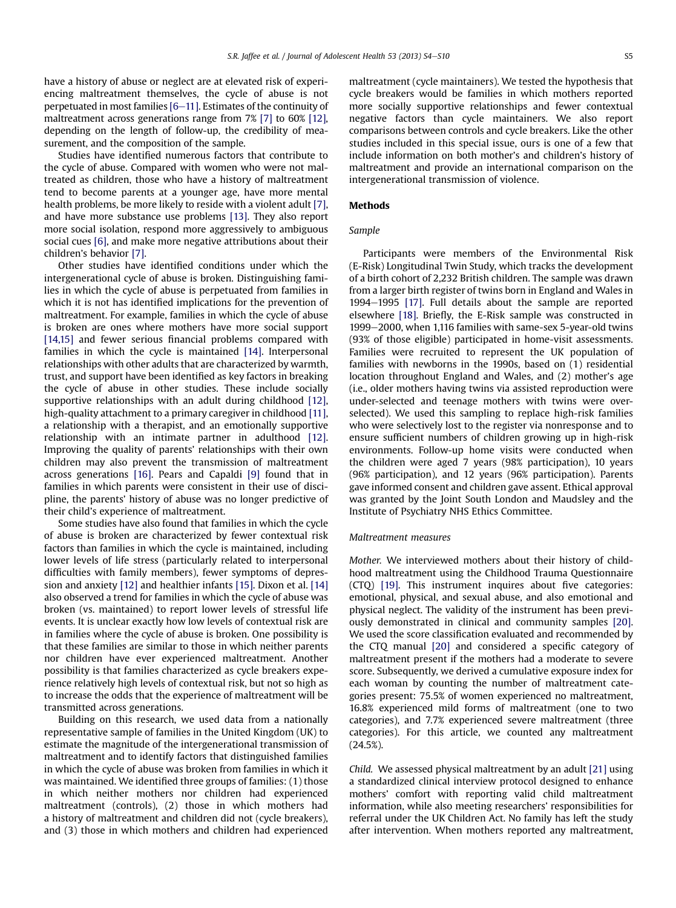have a history of abuse or neglect are at elevated risk of experiencing maltreatment themselves, the cycle of abuse is not perpetuated in most families [6–11]. Estimates of the continuity of maltreatment across generations range from 7% [7] to 60% [12], depending on the length of follow-up, the credibility of measurement, and the composition of the sample.

Studies have identified numerous factors that contribute to the cycle of abuse. Compared with women who were not maltreated as children, those who have a history of maltreatment tend to become parents at a younger age, have more mental health problems, be more likely to reside with a violent adult [7], and have more substance use problems [13]. They also report more social isolation, respond more aggressively to ambiguous social cues [6], and make more negative attributions about their children's behavior [7].

Other studies have identified conditions under which the intergenerational cycle of abuse is broken. Distinguishing families in which the cycle of abuse is perpetuated from families in which it is not has identified implications for the prevention of maltreatment. For example, families in which the cycle of abuse is broken are ones where mothers have more social support [14,15] and fewer serious financial problems compared with families in which the cycle is maintained [14]. Interpersonal relationships with other adults that are characterized by warmth, trust, and support have been identified as key factors in breaking the cycle of abuse in other studies. These include socially supportive relationships with an adult during childhood [12], high-quality attachment to a primary caregiver in childhood [11], a relationship with a therapist, and an emotionally supportive relationship with an intimate partner in adulthood [12]. Improving the quality of parents' relationships with their own children may also prevent the transmission of maltreatment across generations [16]. Pears and Capaldi [9] found that in families in which parents were consistent in their use of discipline, the parents' history of abuse was no longer predictive of their child's experience of maltreatment.

Some studies have also found that families in which the cycle of abuse is broken are characterized by fewer contextual risk factors than families in which the cycle is maintained, including lower levels of life stress (particularly related to interpersonal difficulties with family members), fewer symptoms of depression and anxiety [12] and healthier infants [15]. Dixon et al. [14] also observed a trend for families in which the cycle of abuse was broken (vs. maintained) to report lower levels of stressful life events. It is unclear exactly how low levels of contextual risk are in families where the cycle of abuse is broken. One possibility is that these families are similar to those in which neither parents nor children have ever experienced maltreatment. Another possibility is that families characterized as cycle breakers experience relatively high levels of contextual risk, but not so high as to increase the odds that the experience of maltreatment will be transmitted across generations.

Building on this research, we used data from a nationally representative sample of families in the United Kingdom (UK) to estimate the magnitude of the intergenerational transmission of maltreatment and to identify factors that distinguished families in which the cycle of abuse was broken from families in which it was maintained. We identified three groups of families: (1) those in which neither mothers nor children had experienced maltreatment (controls), (2) those in which mothers had a history of maltreatment and children did not (cycle breakers), and (3) those in which mothers and children had experienced maltreatment (cycle maintainers). We tested the hypothesis that cycle breakers would be families in which mothers reported more socially supportive relationships and fewer contextual negative factors than cycle maintainers. We also report comparisons between controls and cycle breakers. Like the other studies included in this special issue, ours is one of a few that include information on both mother's and children's history of maltreatment and provide an international comparison on the intergenerational transmission of violence.

## Methods

### Sample

Participants were members of the Environmental Risk (E-Risk) Longitudinal Twin Study, which tracks the development of a birth cohort of 2,232 British children. The sample was drawn from a larger birth register of twins born in England and Wales in 1994–1995 [17]. Full details about the sample are reported elsewhere [18]. Briefly, the E-Risk sample was constructed in 1999–2000, when 1,116 families with same-sex 5-year-old twins (93% of those eligible) participated in home-visit assessments. Families were recruited to represent the UK population of families with newborns in the 1990s, based on (1) residential location throughout England and Wales, and (2) mother's age (i.e., older mothers having twins via assisted reproduction were under-selected and teenage mothers with twins were over-selected). We used this sampling to replace high-risk families who were selectively lost to the register via nonresponse and to ensure sufficient numbers of children growing up in high-risk environments. Follow-up home visits were conducted when the children were aged 7 years (98% participation), 10 years (96% participation), and 12 years (96% participation). Parents gave informed consent and children gave assent. Ethical approval was granted by the Joint South London and Maudsley and the Institute of Psychiatry NHS Ethics Committee.

### Maltreatment measures

*Mother.* We interviewed mothers about their history of childhood maltreatment using the Childhood Trauma Questionnaire (CTQ) [19]. This instrument inquires about five categories: emotional, physical, and sexual abuse, and also emotional and physical neglect. The validity of the instrument has been previously demonstrated in clinical and community samples [20]. We used the score classification evaluated and recommended by the CTQ manual [20] and considered a specific category of maltreatment present if the mothers had a moderate to severe score. Subsequently, we derived a cumulative exposure index for each woman by counting the number of maltreatment categories present: 75.5% of women experienced no maltreatment, 16.8% experienced mild forms of maltreatment (one to two categories), and 7.7% experienced severe maltreatment (three categories). For this article, we counted any maltreatment (24.5%).

*Child.* We assessed physical maltreatment by an adult [21] using a standardized clinical interview protocol designed to enhance mothers' comfort with reporting valid child maltreatment information, while also meeting researchers' responsibilities for referral under the UK Children Act. No family has left the study after intervention. When mothers reported any maltreatment,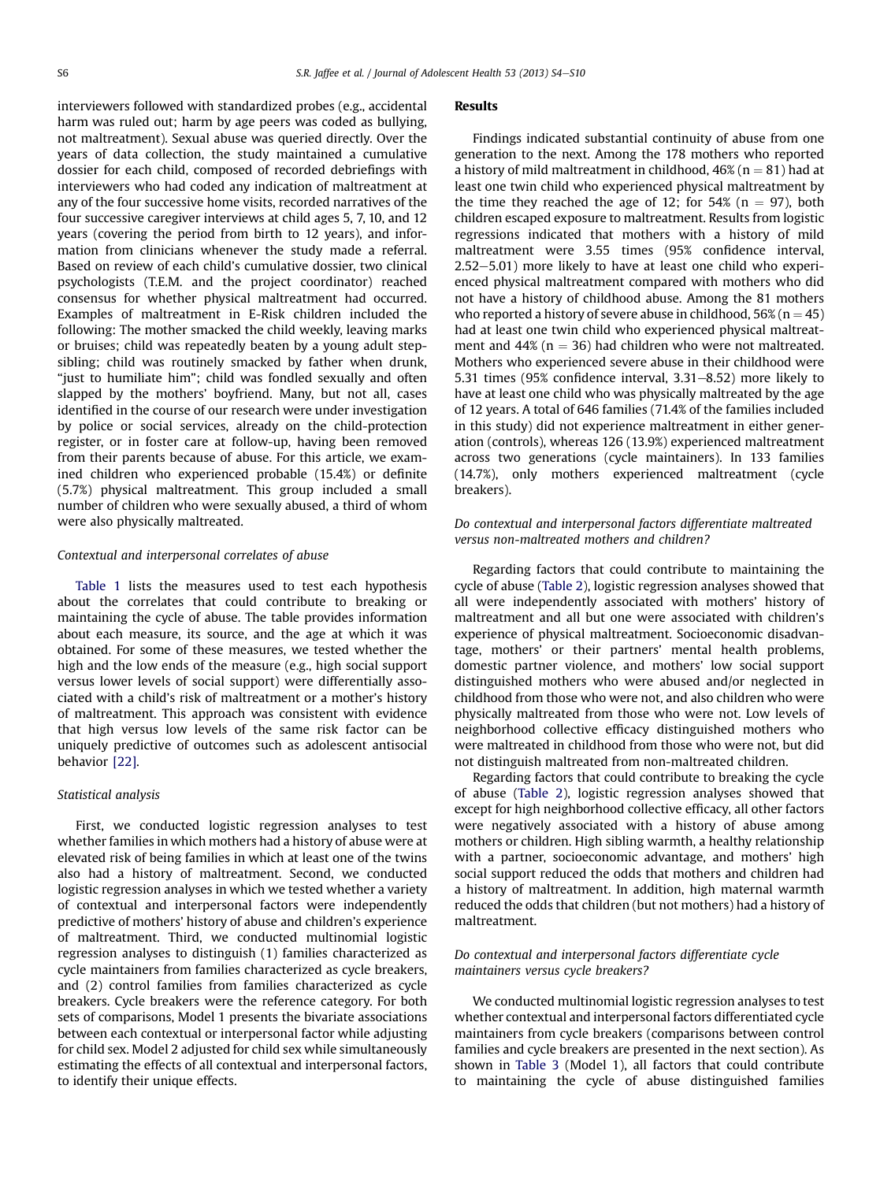interviewers followed with standardized probes (e.g., accidental harm was ruled out; harm by age peers was coded as bullying, not maltreatment). Sexual abuse was queried directly. Over the years of data collection, the study maintained a cumulative dossier for each child, composed of recorded debriefings with interviewers who had coded any indication of maltreatment at any of the four successive home visits, recorded narratives of the four successive caregiver interviews at child ages 5, 7, 10, and 12 years (covering the period from birth to 12 years), and information from clinicians whenever the study made a referral. Based on review of each child's cumulative dossier, two clinical psychologists (T.E.M. and the project coordinator) reached consensus for whether physical maltreatment had occurred. Examples of maltreatment in E-Risk children included the following: The mother smacked the child weekly, leaving marks or bruises; child was repeatedly beaten by a young adult stepsibling; child was routinely smacked by father when drunk, "just to humiliate him"; child was fondled sexually and often slapped by the mothers' boyfriend. Many, but not all, cases identified in the course of our research were under investigation by police or social services, already on the child-protection register, or in foster care at follow-up, having been removed from their parents because of abuse. For this article, we examined children who experienced probable (15.4%) or definite (5.7%) physical maltreatment. This group included a small number of children who were sexually abused, a third of whom were also physically maltreated.

### Contextual and interpersonal correlates of abuse

Table 1 lists the measures used to test each hypothesis about the correlates that could contribute to breaking or maintaining the cycle of abuse. The table provides information about each measure, its source, and the age at which it was obtained. For some of these measures, we tested whether the high and the low ends of the measure (e.g., high social support versus lower levels of social support) were differentially associated with a child's risk of maltreatment or a mother's history of maltreatment. This approach was consistent with evidence that high versus low levels of the same risk factor can be uniquely predictive of outcomes such as adolescent antisocial behavior [22].

### Statistical analysis

First, we conducted logistic regression analyses to test whether families in which mothers had a history of abuse were at elevated risk of being families in which at least one of the twins also had a history of maltreatment. Second, we conducted logistic regression analyses in which we tested whether a variety of contextual and interpersonal factors were independently predictive of mothers' history of abuse and children's experience of maltreatment. Third, we conducted multinomial logistic regression analyses to distinguish (1) families characterized as cycle maintainers from families characterized as cycle breakers, and (2) control families from families characterized as cycle breakers. Cycle breakers were the reference category. For both sets of comparisons, Model 1 presents the bivariate associations between each contextual or interpersonal factor while adjusting for child sex. Model 2 adjusted for child sex while simultaneously estimating the effects of all contextual and interpersonal factors, to identify their unique effects.

## Results

Findings indicated substantial continuity of abuse from one generation to the next. Among the 178 mothers who reported a history of mild maltreatment in childhood, 46% ($n = 81$) had at least one twin child who experienced physical maltreatment by the time they reached the age of 12; for 54% ($n = 97$), both children escaped exposure to maltreatment. Results from logistic regressions indicated that mothers with a history of mild maltreatment were 3.55 times (95% confidence interval, 2.52–5.01) more likely to have at least one child who experienced physical maltreatment compared with mothers who did not have a history of childhood abuse. Among the 81 mothers who reported a history of severe abuse in childhood, 56% ($n = 45$) had at least one twin child who experienced physical maltreatment and 44% ($n = 36$) had children who were not maltreated. Mothers who experienced severe abuse in their childhood were 5.31 times (95% confidence interval, 3.31–8.52) more likely to have at least one child who was physically maltreated by the age of 12 years. A total of 646 families (71.4% of the families included in this study) did not experience maltreatment in either generation (controls), whereas 126 (13.9%) experienced maltreatment across two generations (cycle maintainers). In 133 families (14.7%), only mothers experienced maltreatment (cycle breakers).

### Do contextual and interpersonal factors differentiate maltreated versus non-maltreated mothers and children?

Regarding factors that could contribute to maintaining the cycle of abuse (Table 2), logistic regression analyses showed that all were independently associated with mothers' history of maltreatment and all but one were associated with children's experience of physical maltreatment. Socioeconomic disadvantage, mothers' or their partners' mental health problems, domestic partner violence, and mothers' low social support distinguished mothers who were abused and/or neglected in childhood from those who were not, and also children who were physically maltreated from those who were not. Low levels of neighborhood collective efficacy distinguished mothers who were maltreated in childhood from those who were not, but did not distinguish maltreated from non-maltreated children.

Regarding factors that could contribute to breaking the cycle of abuse (Table 2), logistic regression analyses showed that except for high neighborhood collective efficacy, all other factors were negatively associated with a history of abuse among mothers or children. High sibling warmth, a healthy relationship with a partner, socioeconomic advantage, and mothers' high social support reduced the odds that mothers and children had a history of maltreatment. In addition, high maternal warmth reduced the odds that children (but not mothers) had a history of maltreatment.

### Do contextual and interpersonal factors differentiate cycle maintainers versus cycle breakers?

We conducted multinomial logistic regression analyses to test whether contextual and interpersonal factors differentiated cycle maintainers from cycle breakers (comparisons between control families and cycle breakers are presented in the next section). As shown in Table 3 (Model 1), all factors that could contribute to maintaining the cycle of abuse distinguished families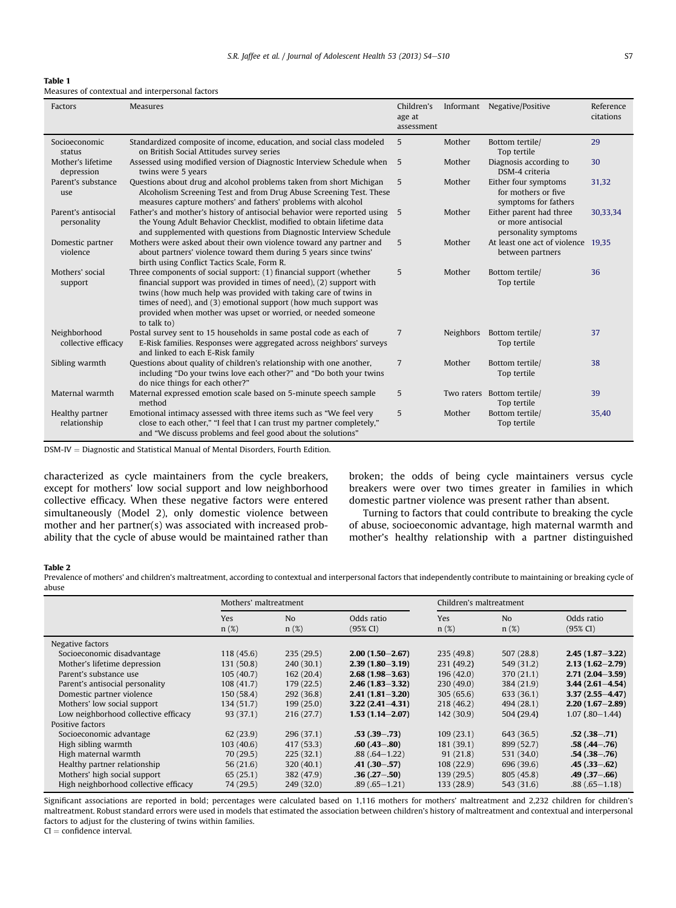**Table 1**
Measures of contextual and interpersonal factors

| Factors | Measures | Children's age at assessment | Informant | Negative/Positive | Reference citations |
|---|---|---|---|---|---|
| Socioeconomic status | Standardized composite of income, education, and social class modeled on British Social Attitudes survey series | 5 | Mother | Bottom tertile/ Top tertile | 29 |
| Mother's lifetime depression | Assessed using modified version of Diagnostic Interview Schedule when twins were 5 years | 5 | Mother | Diagnosis according to DSM-4 criteria | 30 |
| Parent's substance use | Questions about drug and alcohol problems taken from short Michigan Alcoholism Screening Test and from Drug Abuse Screening Test. These measures capture mothers' and fathers' problems with alcohol | 5 | Mother | Either four symptoms for mothers or five symptoms for fathers | 31,32 |
| Parent's antisocial personality | Father's and mother's history of antisocial behavior were reported using the Young Adult Behavior Checklist, modified to obtain lifetime data and supplemented with questions from Diagnostic Interview Schedule | 5 | Mother | Either parent had three or more antisocial personality symptoms | 30,33,34 |
| Domestic partner violence | Mothers were asked about their own violence toward any partner and about partners' violence toward them during 5 years since twins' birth using Conflict Tactics Scale, Form R. | 5 | Mother | At least one act of violence between partners | 19,35 |
| Mothers' social support | Three components of social support: (1) financial support (whether financial support was provided in times of need), (2) support with twins (how much help was provided with taking care of twins in times of need), and (3) emotional support (how much support was provided when mother was upset or worried, or needed someone to talk to) | 5 | Mother | Bottom tertile/ Top tertile | 36 |
| Neighborhood collective efficacy | Postal survey sent to 15 households in same postal code as each of E-Risk families. Responses were aggregated across neighbors' surveys and linked to each E-Risk family | 7 | Neighbors | Bottom tertile/ Top tertile | 37 |
| Sibling warmth | Questions about quality of children's relationship with one another, including "Do your twins love each other?" and "Do both your twins do nice things for each other?" | 7 | Mother | Bottom tertile/ Top tertile | 38 |
| Maternal warmth | Maternal expressed emotion scale based on 5-minute speech sample method | 5 | Two raters | Bottom tertile/ Top tertile | 39 |
| Healthy partner relationship | Emotional intimacy assessed with three items such as "We feel very close to each other," "I feel that I can trust my partner completely," and "We discuss problems and feel good about the solutions" | 5 | Mother | Bottom tertile/ Top tertile | 35,40 |

DSM-IV = Diagnostic and Statistical Manual of Mental Disorders, Fourth Edition.

characterized as cycle maintainers from the cycle breakers, except for mothers' low social support and low neighborhood collective efficacy. When these negative factors were entered simultaneously (Model 2), only domestic violence between mother and her partner(s) was associated with increased probability that the cycle of abuse would be maintained rather than broken; the odds of being cycle maintainers versus cycle breakers were over two times greater in families in which domestic partner violence was present rather than absent.

Turning to factors that could contribute to breaking the cycle of abuse, socioeconomic advantage, high maternal warmth and mother's healthy relationship with a partner distinguished

**Table 2**
Prevalence of mothers' and children's maltreatment, according to contextual and interpersonal factors that independently contribute to maintaining or breaking cycle of abuse

| | Mothers' maltreatment | | | Children's maltreatment | | |
|---|---|---|---|---|---|---|
| | Yes n (%) | No n (%) | Odds ratio (95% CI) | Yes n (%) | No n (%) | Odds ratio (95% CI) |
| Negative factors | | | | | | |
| Socioeconomic disadvantage | 118 (45.6) | 235 (29.5) | **2.00 (1.50–2.67)** | 235 (49.8) | 507 (28.8) | **2.45 (1.87–3.22)** |
| Mother's lifetime depression | 131 (50.8) | 240 (30.1) | **2.39 (1.80–3.19)** | 231 (49.2) | 549 (31.2) | **2.13 (1.62–2.79)** |
| Parent's substance use | 105 (40.7) | 162 (20.4) | **2.68 (1.98–3.63)** | 196 (42.0) | 370 (21.1) | **2.71 (2.04–3.59)** |
| Parent's antisocial personality | 108 (41.7) | 179 (22.5) | **2.46 (1.83–3.32)** | 230 (49.0) | 384 (21.9) | **3.44 (2.61–4.54)** |
| Domestic partner violence | 150 (58.4) | 292 (36.8) | **2.41 (1.81–3.20)** | 305 (65.6) | 633 (36.1) | **3.37 (2.55–4.47)** |
| Mothers' low social support | 134 (51.7) | 199 (25.0) | **3.22 (2.41–4.31)** | 218 (46.2) | 494 (28.1) | **2.20 (1.67–2.89)** |
| Low neighborhood collective efficacy | 93 (37.1) | 216 (27.7) | **1.53 (1.14–2.07)** | 142 (30.9) | 504 (29.4) | 1.07 (.80–1.44) |
| Positive factors | | | | | | |
| Socioeconomic advantage | 62 (23.9) | 296 (37.1) | **.53 (.39–.73)** | 109 (23.1) | 643 (36.5) | **.52 (.38–.71)** |
| High sibling warmth | 103 (40.6) | 417 (53.3) | **.60 (.43–.80)** | 181 (39.1) | 899 (52.7) | **.58 (.44–.76)** |
| High maternal warmth | 70 (29.5) | 225 (32.1) | .88 (.64–1.22) | 91 (21.8) | 531 (34.0) | **.54 (.38–.76)** |
| Healthy partner relationship | 56 (21.6) | 320 (40.1) | **.41 (.30–.57)** | 108 (22.9) | 696 (39.6) | **.45 (.33–.62)** |
| Mothers' high social support | 65 (25.1) | 382 (47.9) | **.36 (.27–.50)** | 139 (29.5) | 805 (45.8) | **.49 (.37–.66)** |
| High neighborhood collective efficacy | 74 (29.5) | 249 (32.0) | .89 (.65–1.21) | 133 (28.9) | 543 (31.6) | .88 (.65–1.18) |

Significant associations are reported in bold; percentages were calculated based on 1,116 mothers for mothers' maltreatment and 2,232 children for children's maltreatment. Robust standard errors were used in models that estimated the association between children's history of maltreatment and contextual and interpersonal factors to adjust for the clustering of twins within families.
CI = confidence interval.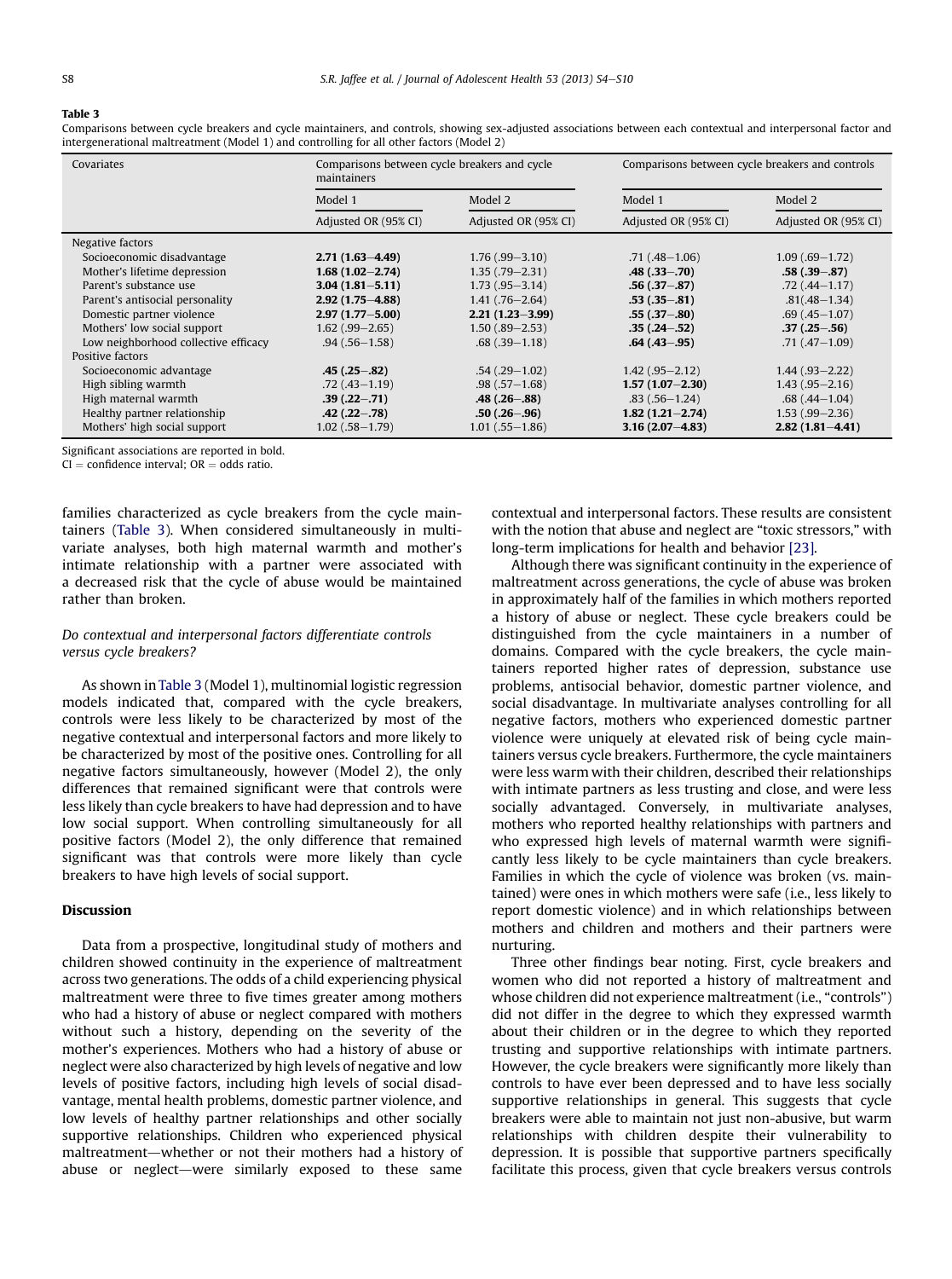**Table 3**

Comparisons between cycle breakers and cycle maintainers, and controls, showing sex-adjusted associations between each contextual and interpersonal factor and intergenerational maltreatment (Model 1) and controlling for all other factors (Model 2)

| Covariates | Comparisons between cycle breakers and cycle maintainers | | Comparisons between cycle breakers and controls | |
|---|---|---|---|---|
| | Model 1 | Model 2 | Model 1 | Model 2 |
| | Adjusted OR (95% CI) | Adjusted OR (95% CI) | Adjusted OR (95% CI) | Adjusted OR (95% CI) |
| Negative factors | | | | |
| Socioeconomic disadvantage | **2.71 (1.63–4.49)** | 1.76 (.99–3.10) | .71 (.48–1.06) | 1.09 (.69–1.72) |
| Mother's lifetime depression | **1.68 (1.02–2.74)** | 1.35 (.79–2.31) | **.48 (.33–.70)** | **.58 (.39–.87)** |
| Parent's substance use | **3.04 (1.81–5.11)** | 1.73 (.95–3.14) | **.56 (.37–.87)** | .72 (.44–1.17) |
| Parent's antisocial personality | **2.92 (1.75–4.88)** | 1.41 (.76–2.64) | **.53 (.35–.81)** | .81(.48–1.34) |
| Domestic partner violence | **2.97 (1.77–5.00)** | **2.21 (1.23–3.99)** | **.55 (.37–.80)** | .69 (.45–1.07) |
| Mothers' low social support | 1.62 (.99–2.65) | 1.50 (.89–2.53) | **.35 (.24–.52)** | **.37 (.25–.56)** |
| Low neighborhood collective efficacy | .94 (.56–1.58) | .68 (.39–1.18) | **.64 (.43–.95)** | .71 (.47–1.09) |
| Positive factors | | | | |
| Socioeconomic advantage | **.45 (.25–.82)** | .54 (.29–1.02) | 1.42 (.95–2.12) | 1.44 (.93–2.22) |
| High sibling warmth | .72 (.43–1.19) | .98 (.57–1.68) | **1.57 (1.07–2.30)** | 1.43 (.95–2.16) |
| High maternal warmth | **.39 (.22–.71)** | **.48 (.26–.88)** | .83 (.56–1.24) | .68 (.44–1.04) |
| Healthy partner relationship | **.42 (.22–.78)** | **.50 (.26–.96)** | **1.82 (1.21–2.74)** | 1.53 (.99–2.36) |
| Mothers' high social support | 1.02 (.58–1.79) | 1.01 (.55–1.86) | **3.16 (2.07–4.83)** | **2.82 (1.81–4.41)** |

Significant associations are reported in bold.

CI = confidence interval; OR = odds ratio.

families characterized as cycle breakers from the cycle maintainers (Table 3). When considered simultaneously in multivariate analyses, both high maternal warmth and mother's intimate relationship with a partner were associated with a decreased risk that the cycle of abuse would be maintained rather than broken.

### *Do contextual and interpersonal factors differentiate controls versus cycle breakers?*

As shown in Table 3 (Model 1), multinomial logistic regression models indicated that, compared with the cycle breakers, controls were less likely to be characterized by most of the negative contextual and interpersonal factors and more likely to be characterized by most of the positive ones. Controlling for all negative factors simultaneously, however (Model 2), the only differences that remained significant were that controls were less likely than cycle breakers to have had depression and to have low social support. When controlling simultaneously for all positive factors (Model 2), the only difference that remained significant was that controls were more likely than cycle breakers to have high levels of social support.

## Discussion

Data from a prospective, longitudinal study of mothers and children showed continuity in the experience of maltreatment across two generations. The odds of a child experiencing physical maltreatment were three to five times greater among mothers who had a history of abuse or neglect compared with mothers without such a history, depending on the severity of the mother's experiences. Mothers who had a history of abuse or neglect were also characterized by high levels of negative and low levels of positive factors, including high levels of social disadvantage, mental health problems, domestic partner violence, and low levels of healthy partner relationships and other socially supportive relationships. Children who experienced physical maltreatment—whether or not their mothers had a history of abuse or neglect—were similarly exposed to these same contextual and interpersonal factors. These results are consistent with the notion that abuse and neglect are "toxic stressors," with long-term implications for health and behavior [23].

Although there was significant continuity in the experience of maltreatment across generations, the cycle of abuse was broken in approximately half of the families in which mothers reported a history of abuse or neglect. These cycle breakers could be distinguished from the cycle maintainers in a number of domains. Compared with the cycle breakers, the cycle maintainers reported higher rates of depression, substance use problems, antisocial behavior, domestic partner violence, and social disadvantage. In multivariate analyses controlling for all negative factors, mothers who experienced domestic partner violence were uniquely at elevated risk of being cycle maintainers versus cycle breakers. Furthermore, the cycle maintainers were less warm with their children, described their relationships with intimate partners as less trusting and close, and were less socially advantaged. Conversely, in multivariate analyses, mothers who reported healthy relationships with partners and who expressed high levels of maternal warmth were significantly less likely to be cycle maintainers than cycle breakers. Families in which the cycle of violence was broken (vs. maintained) were ones in which mothers were safe (i.e., less likely to report domestic violence) and in which relationships between mothers and children and mothers and their partners were nurturing.

Three other findings bear noting. First, cycle breakers and women who did not reported a history of maltreatment and whose children did not experience maltreatment (i.e., "controls") did not differ in the degree to which they expressed warmth about their children or in the degree to which they reported trusting and supportive relationships with intimate partners. However, the cycle breakers were significantly more likely than controls to have ever been depressed and to have less socially supportive relationships in general. This suggests that cycle breakers were able to maintain not just non-abusive, but warm relationships with children despite their vulnerability to depression. It is possible that supportive partners specifically facilitate this process, given that cycle breakers versus controls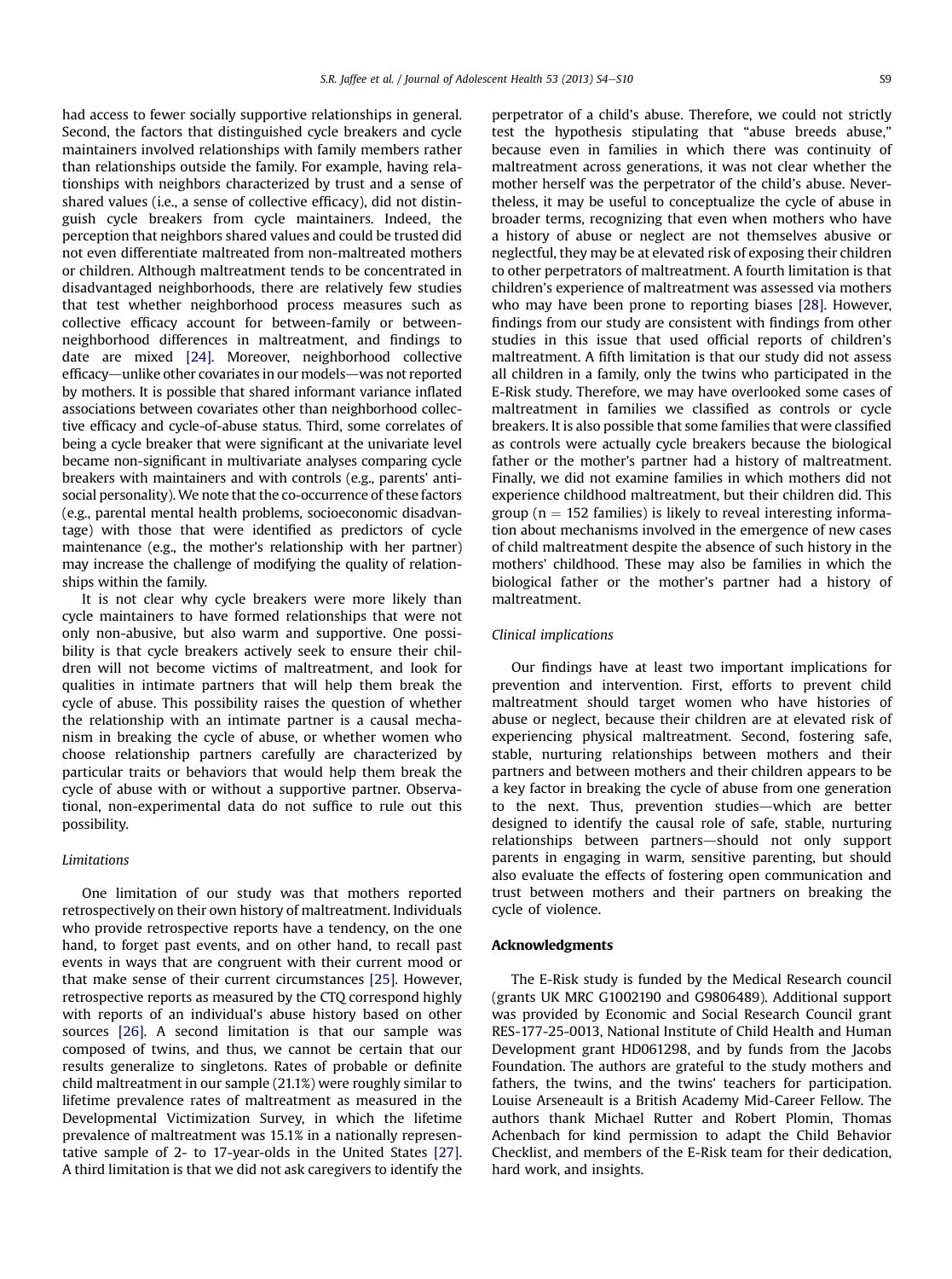had access to fewer socially supportive relationships in general. Second, the factors that distinguished cycle breakers and cycle maintainers involved relationships with family members rather than relationships outside the family. For example, having relationships with neighbors characterized by trust and a sense of shared values (i.e., a sense of collective efficacy), did not distinguish cycle breakers from cycle maintainers. Indeed, the perception that neighbors shared values and could be trusted did not even differentiate maltreated from non-maltreated mothers or children. Although maltreatment tends to be concentrated in disadvantaged neighborhoods, there are relatively few studies that test whether neighborhood process measures such as collective efficacy account for between-family or between-neighborhood differences in maltreatment, and findings to date are mixed [24]. Moreover, neighborhood collective efficacy—unlike other covariates in our models—was not reported by mothers. It is possible that shared informant variance inflated associations between covariates other than neighborhood collective efficacy and cycle-of-abuse status. Third, some correlates of being a cycle breaker that were significant at the univariate level became non-significant in multivariate analyses comparing cycle breakers with maintainers and with controls (e.g., parents' antisocial personality). We note that the co-occurrence of these factors (e.g., parental mental health problems, socioeconomic disadvantage) with those that were identified as predictors of cycle maintenance (e.g., the mother's relationship with her partner) may increase the challenge of modifying the quality of relationships within the family.

It is not clear why cycle breakers were more likely than cycle maintainers to have formed relationships that were not only non-abusive, but also warm and supportive. One possibility is that cycle breakers actively seek to ensure their children will not become victims of maltreatment, and look for qualities in intimate partners that will help them break the cycle of abuse. This possibility raises the question of whether the relationship with an intimate partner is a causal mechanism in breaking the cycle of abuse, or whether women who choose relationship partners carefully are characterized by particular traits or behaviors that would help them break the cycle of abuse with or without a supportive partner. Observational, non-experimental data do not suffice to rule out this possibility.

### Limitations

One limitation of our study was that mothers reported retrospectively on their own history of maltreatment. Individuals who provide retrospective reports have a tendency, on the one hand, to forget past events, and on other hand, to recall past events in ways that are congruent with their current mood or that make sense of their current circumstances [25]. However, retrospective reports as measured by the CTQ correspond highly with reports of an individual's abuse history based on other sources [26]. A second limitation is that our sample was composed of twins, and thus, we cannot be certain that our results generalize to singletons. Rates of probable or definite child maltreatment in our sample (21.1%) were roughly similar to lifetime prevalence rates of maltreatment as measured in the Developmental Victimization Survey, in which the lifetime prevalence of maltreatment was 15.1% in a nationally representative sample of 2- to 17-year-olds in the United States [27]. A third limitation is that we did not ask caregivers to identify the perpetrator of a child's abuse. Therefore, we could not strictly test the hypothesis stipulating that "abuse breeds abuse," because even in families in which there was continuity of maltreatment across generations, it was not clear whether the mother herself was the perpetrator of the child's abuse. Nevertheless, it may be useful to conceptualize the cycle of abuse in broader terms, recognizing that even when mothers who have a history of abuse or neglect are not themselves abusive or neglectful, they may be at elevated risk of exposing their children to other perpetrators of maltreatment. A fourth limitation is that children's experience of maltreatment was assessed via mothers who may have been prone to reporting biases [28]. However, findings from our study are consistent with findings from other studies in this issue that used official reports of children's maltreatment. A fifth limitation is that our study did not assess all children in a family, only the twins who participated in the E-Risk study. Therefore, we may have overlooked some cases of maltreatment in families we classified as controls or cycle breakers. It is also possible that some families that were classified as controls were actually cycle breakers because the biological father or the mother's partner had a history of maltreatment. Finally, we did not examine families in which mothers did not experience childhood maltreatment, but their children did. This group ($n = 152$ families) is likely to reveal interesting information about mechanisms involved in the emergence of new cases of child maltreatment despite the absence of such history in the mothers' childhood. These may also be families in which the biological father or the mother's partner had a history of maltreatment.

### Clinical implications

Our findings have at least two important implications for prevention and intervention. First, efforts to prevent child maltreatment should target women who have histories of abuse or neglect, because their children are at elevated risk of experiencing physical maltreatment. Second, fostering safe, stable, nurturing relationships between mothers and their partners and between mothers and their children appears to be a key factor in breaking the cycle of abuse from one generation to the next. Thus, prevention studies—which are better designed to identify the causal role of safe, stable, nurturing relationships between partners—should not only support parents in engaging in warm, sensitive parenting, but should also evaluate the effects of fostering open communication and trust between mothers and their partners on breaking the cycle of violence.

## Acknowledgments

The E-Risk study is funded by the Medical Research council (grants UK MRC G1002190 and G9806489). Additional support was provided by Economic and Social Research Council grant RES-177-25-0013, National Institute of Child Health and Human Development grant HD061298, and by funds from the Jacobs Foundation. The authors are grateful to the study mothers and fathers, the twins, and the twins' teachers for participation. Louise Arseneault is a British Academy Mid-Career Fellow. The authors thank Michael Rutter and Robert Plomin, Thomas Achenbach for kind permission to adapt the Child Behavior Checklist, and members of the E-Risk team for their dedication, hard work, and insights.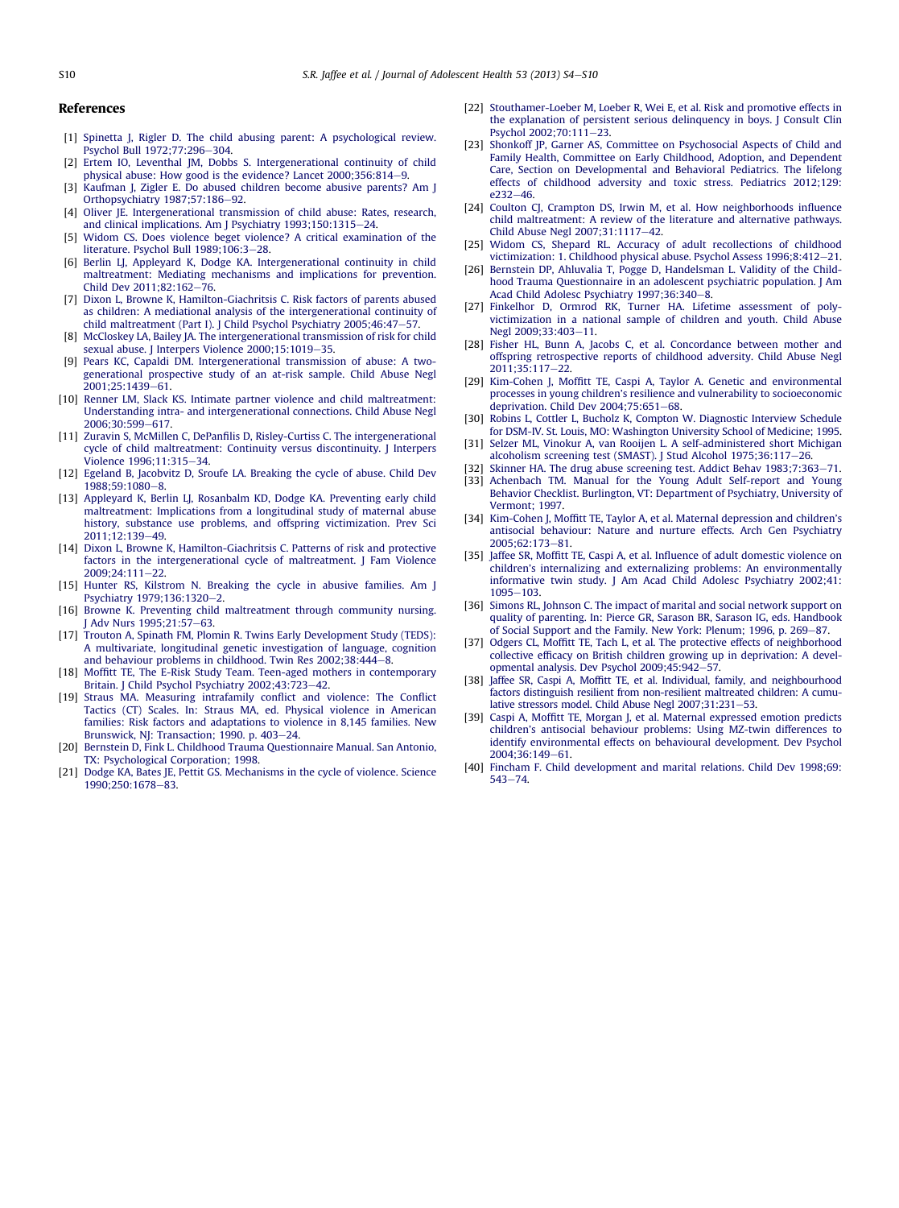## References

[1] Spinetta J, Rigler D. The child abusing parent: A psychological review. Psychol Bull 1972;77:296–304.

[2] Ertem IO, Leventhal JM, Dobbs S. Intergenerational continuity of child physical abuse: How good is the evidence? Lancet 2000;356:814–9.

[3] Kaufman J, Zigler E. Do abused children become abusive parents? Am J Orthopsychiatry 1987;57:186–92.

[4] Oliver JE. Intergenerational transmission of child abuse: Rates, research, and clinical implications. Am J Psychiatry 1993;150:1315–24.

[5] Widom CS. Does violence beget violence? A critical examination of the literature. Psychol Bull 1989;106:3–28.

[6] Berlin LJ, Appleyard K, Dodge KA. Intergenerational continuity in child maltreatment: Mediating mechanisms and implications for prevention. Child Dev 2011;82:162–76.

[7] Dixon L, Browne K, Hamilton-Giachritsis C. Risk factors of parents abused as children: A mediational analysis of the intergenerational continuity of child maltreatment (Part I). J Child Psychol Psychiatry 2005;46:47–57.

[8] McCloskey LA, Bailey JA. The intergenerational transmission of risk for child sexual abuse. J Interpers Violence 2000;15:1019–35.

[9] Pears KC, Capaldi DM. Intergenerational transmission of abuse: A two-generational prospective study of an at-risk sample. Child Abuse Negl 2001;25:1439–61.

[10] Renner LM, Slack KS. Intimate partner violence and child maltreatment: Understanding intra- and intergenerational connections. Child Abuse Negl 2006;30:599–617.

[11] Zuravin S, McMillen C, DePanfilis D, Risley-Curtiss C. The intergenerational cycle of child maltreatment: Continuity versus discontinuity. J Interpers Violence 1996;11:315–34.

[12] Egeland B, Jacobvitz D, Sroufe LA. Breaking the cycle of abuse. Child Dev 1988;59:1080–8.

[13] Appleyard K, Berlin LJ, Rosanbalm KD, Dodge KA. Preventing early child maltreatment: Implications from a longitudinal study of maternal abuse history, substance use problems, and offspring victimization. Prev Sci 2011;12:139–49.

[14] Dixon L, Browne K, Hamilton-Giachritsis C. Patterns of risk and protective factors in the intergenerational cycle of maltreatment. J Fam Violence 2009;24:111–22.

[15] Hunter RS, Kilstrom N. Breaking the cycle in abusive families. Am J Psychiatry 1979;136:1320–2.

[16] Browne K. Preventing child maltreatment through community nursing. J Adv Nurs 1995;21:57–63.

[17] Trouton A, Spinath FM, Plomin R. Twins Early Development Study (TEDS): A multivariate, longitudinal genetic investigation of language, cognition and behaviour problems in childhood. Twin Res 2002;38:444–8.

[18] Moffitt TE, The E-Risk Study Team. Teen-aged mothers in contemporary Britain. J Child Psychol Psychiatry 2002;43:723–42.

[19] Straus MA. Measuring intrafamily conflict and violence: The Conflict Tactics (CT) Scales. In: Straus MA, ed. Physical violence in American families: Risk factors and adaptations to violence in 8,145 families. New Brunswick, NJ: Transaction; 1990. p. 403–24.

[20] Bernstein D, Fink L. Childhood Trauma Questionnaire Manual. San Antonio, TX: Psychological Corporation; 1998.

[21] Dodge KA, Bates JE, Pettit GS. Mechanisms in the cycle of violence. Science 1990;250:1678–83.

[22] Stouthamer-Loeber M, Loeber R, Wei E, et al. Risk and promotive effects in the explanation of persistent serious delinquency in boys. J Consult Clin Psychol 2002;70:111–23.

[23] Shonkoff JP, Garner AS, Committee on Psychosocial Aspects of Child and Family Health, Committee on Early Childhood, Adoption, and Dependent Care, Section on Developmental and Behavioral Pediatrics. The lifelong effects of childhood adversity and toxic stress. Pediatrics 2012;129: e232–46.

[24] Coulton CJ, Crampton DS, Irwin M, et al. How neighborhoods influence child maltreatment: A review of the literature and alternative pathways. Child Abuse Negl 2007;31:1117–42.

[25] Widom CS, Shepard RL. Accuracy of adult recollections of childhood victimization: 1. Childhood physical abuse. Psychol Assess 1996;8:412–21.

[26] Bernstein DP, Ahluvalia T, Pogge D, Handelsman L. Validity of the Childhood Trauma Questionnaire in an adolescent psychiatric population. J Am Acad Child Adolesc Psychiatry 1997;36:340–8.

[27] Finkelhor D, Ormrod RK, Turner HA. Lifetime assessment of poly-victimization in a national sample of children and youth. Child Abuse Negl 2009;33:403–11.

[28] Fisher HL, Bunn A, Jacobs C, et al. Concordance between mother and offspring retrospective reports of childhood adversity. Child Abuse Negl 2011;35:117–22.

[29] Kim-Cohen J, Moffitt TE, Caspi A, Taylor A. Genetic and environmental processes in young children's resilience and vulnerability to socioeconomic deprivation. Child Dev 2004;75:651–68.

[30] Robins L, Cottler L, Bucholz K, Compton W. Diagnostic Interview Schedule for DSM-IV. St. Louis, MO: Washington University School of Medicine; 1995.

[31] Selzer ML, Vinokur A, van Rooijen L. A self-administered short Michigan alcoholism screening test (SMAST). J Stud Alcohol 1975;36:117–26.

[32] Skinner HA. The drug abuse screening test. Addict Behav 1983;7:363–71.

[33] Achenbach TM. Manual for the Young Adult Self-report and Young Behavior Checklist. Burlington, VT: Department of Psychiatry, University of Vermont; 1997.

[34] Kim-Cohen J, Moffitt TE, Taylor A, et al. Maternal depression and children's antisocial behaviour: Nature and nurture effects. Arch Gen Psychiatry 2005;62:173–81.

[35] Jaffee SR, Moffitt TE, Caspi A, et al. Influence of adult domestic violence on children's internalizing and externalizing problems: An environmentally informative twin study. J Am Acad Child Adolesc Psychiatry 2002;41: 1095–103.

[36] Simons RL, Johnson C. The impact of marital and social network support on quality of parenting. In: Pierce GR, Sarason BR, Sarason IG, eds. Handbook of Social Support and the Family. New York: Plenum; 1996, p. 269–87.

[37] Odgers CL, Moffitt TE, Tach L, et al. The protective effects of neighborhood collective efficacy on British children growing up in deprivation: A developmental analysis. Dev Psychol 2009;45:942–57.

[38] Jaffee SR, Caspi A, Moffitt TE, et al. Individual, family, and neighbourhood factors distinguish resilient from non-resilient maltreated children: A cumulative stressors model. Child Abuse Negl 2007;31:231–53.

[39] Caspi A, Moffitt TE, Morgan J, et al. Maternal expressed emotion predicts children's antisocial behaviour problems: Using MZ-twin differences to identify environmental effects on behavioural development. Dev Psychol 2004;36:149–61.

[40] Fincham F. Child development and marital relations. Child Dev 1998;69: 543–74.